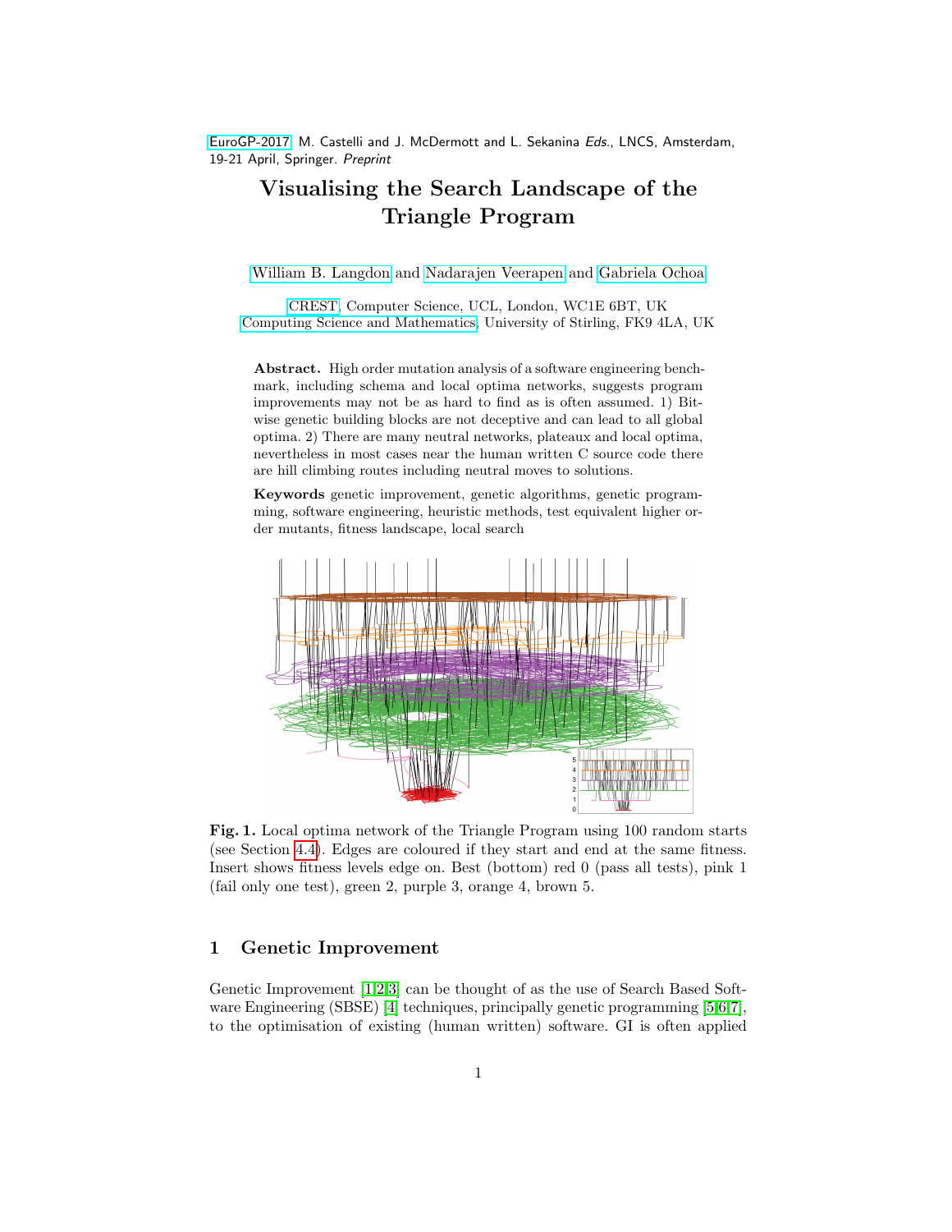EuroGP-2017 M. Castelli and J. McDermott and L. Sekanina *Eds.*, LNCS, Amsterdam, 19-21 April, Springer. *Preprint*

# Visualising the Search Landscape of the Triangle Program

William B. Langdon and Nadarajen Veerapen and Gabriela Ochoa

CREST, Computer Science, UCL, London, WC1E 6BT, UK
Computing Science and Mathematics, University of Stirling, FK9 4LA, UK

**Abstract.** High order mutation analysis of a software engineering benchmark, including schema and local optima networks, suggests program improvements may not be as hard to find as is often assumed. 1) Bit-wise genetic building blocks are not deceptive and can lead to all global optima. 2) There are many neutral networks, plateaux and local optima, nevertheless in most cases near the human written C source code there are hill climbing routes including neutral moves to solutions.

**Keywords** genetic improvement, genetic algorithms, genetic programming, software engineering, heuristic methods, test equivalent higher order mutants, fitness landscape, local search

**Fig. 1.** Local optima network of the Triangle Program using 100 random starts (see Section 4.4). Edges are coloured if they start and end at the same fitness. Insert shows fitness levels edge on. Best (bottom) red 0 (pass all tests), pink 1 (fail only one test), green 2, purple 3, orange 4, brown 5.

## 1 Genetic Improvement

Genetic Improvement [1,2,3] can be thought of as the use of Search Based Software Engineering (SBSE) [4] techniques, principally genetic programming [5,6,7], to the optimisation of existing (human written) software. GI is often applied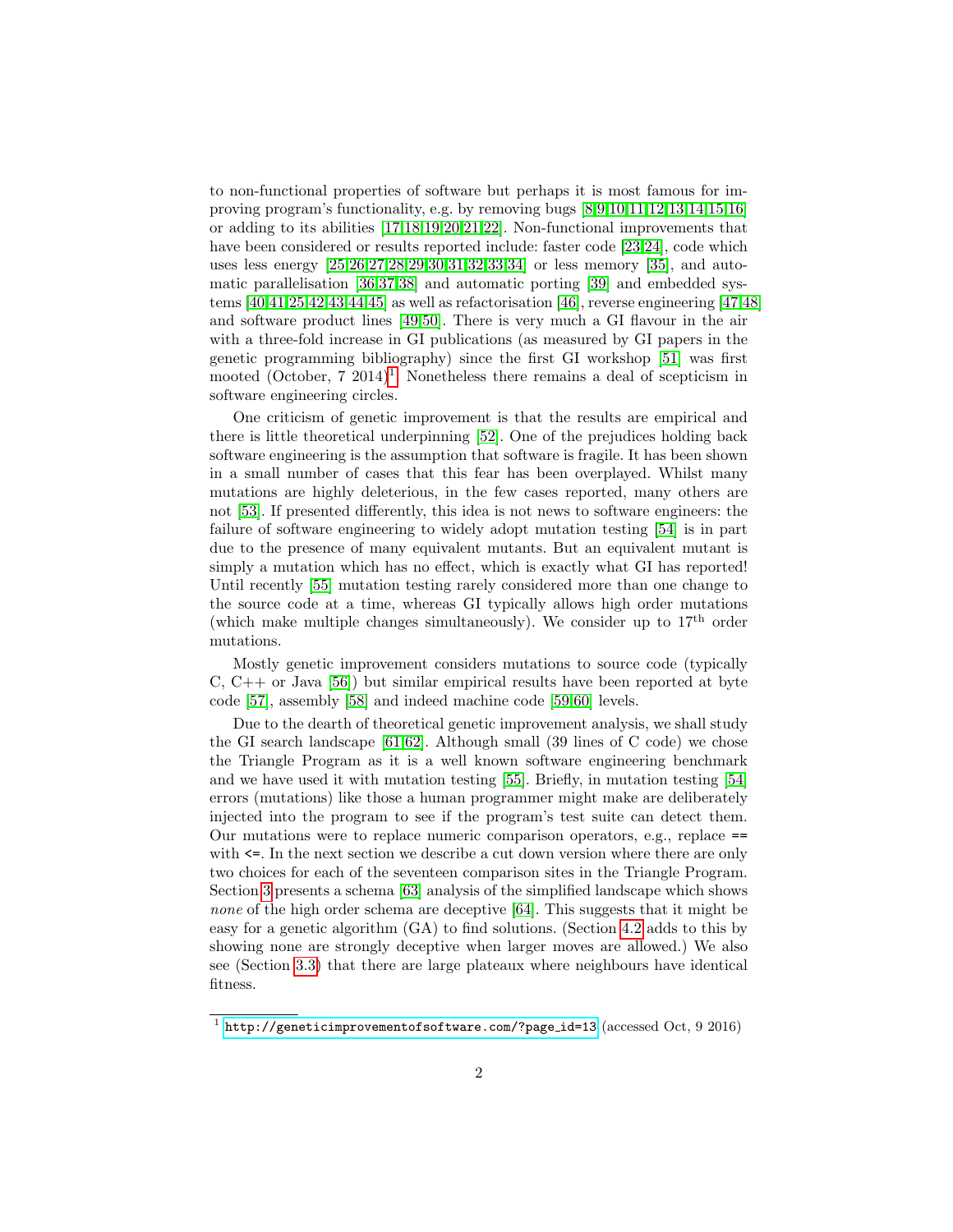to non-functional properties of software but perhaps it is most famous for improving program's functionality, e.g. by removing bugs [8,9,10,11,12,13,14,15,16] or adding to its abilities [17,18,19,20,21,22]. Non-functional improvements that have been considered or results reported include: faster code [23,24], code which uses less energy [25,26,27,28,29,30,31,32,33,34] or less memory [35], and automatic parallelisation [36,37,38] and automatic porting [39] and embedded systems [40,41,25,42,43,44,45] as well as refactorisation [46], reverse engineering [47,48] and software product lines [49,50]. There is very much a GI flavour in the air with a three-fold increase in GI publications (as measured by GI papers in the genetic programming bibliography) since the first GI workshop [51] was first mooted (October, 7 2014)[1]. Nonetheless there remains a deal of scepticism in software engineering circles.

One criticism of genetic improvement is that the results are empirical and there is little theoretical underpinning [52]. One of the prejudices holding back software engineering is the assumption that software is fragile. It has been shown in a small number of cases that this fear has been overplayed. Whilst many mutations are highly deleterious, in the few cases reported, many others are not [53]. If presented differently, this idea is not news to software engineers: the failure of software engineering to widely adopt mutation testing [54] is in part due to the presence of many equivalent mutants. But an equivalent mutant is simply a mutation which has no effect, which is exactly what GI has reported! Until recently [55] mutation testing rarely considered more than one change to the source code at a time, whereas GI typically allows high order mutations (which make multiple changes simultaneously). We consider up to $17^{\text{th}}$ order mutations.

Mostly genetic improvement considers mutations to source code (typically C, C++ or Java [56]) but similar empirical results have been reported at byte code [57], assembly [58] and indeed machine code [59,60] levels.

Due to the dearth of theoretical genetic improvement analysis, we shall study the GI search landscape [61,62]. Although small (39 lines of C code) we chose the Triangle Program as it is a well known software engineering benchmark and we have used it with mutation testing [55]. Briefly, in mutation testing [54] errors (mutations) like those a human programmer might make are deliberately injected into the program to see if the program's test suite can detect them. Our mutations were to replace numeric comparison operators, e.g., replace `==` with `<=`. In the next section we describe a cut down version where there are only two choices for each of the seventeen comparison sites in the Triangle Program. Section 3 presents a schema [63] analysis of the simplified landscape which shows *none* of the high order schema are deceptive [64]. This suggests that it might be easy for a genetic algorithm (GA) to find solutions. (Section 4.2 adds to this by showing none are strongly deceptive when larger moves are allowed.) We also see (Section 3.3) that there are large plateaux where neighbours have identical fitness.

[1] http://geneticimprovementofsoftware.com/?page_id=13 (accessed Oct, 9 2016)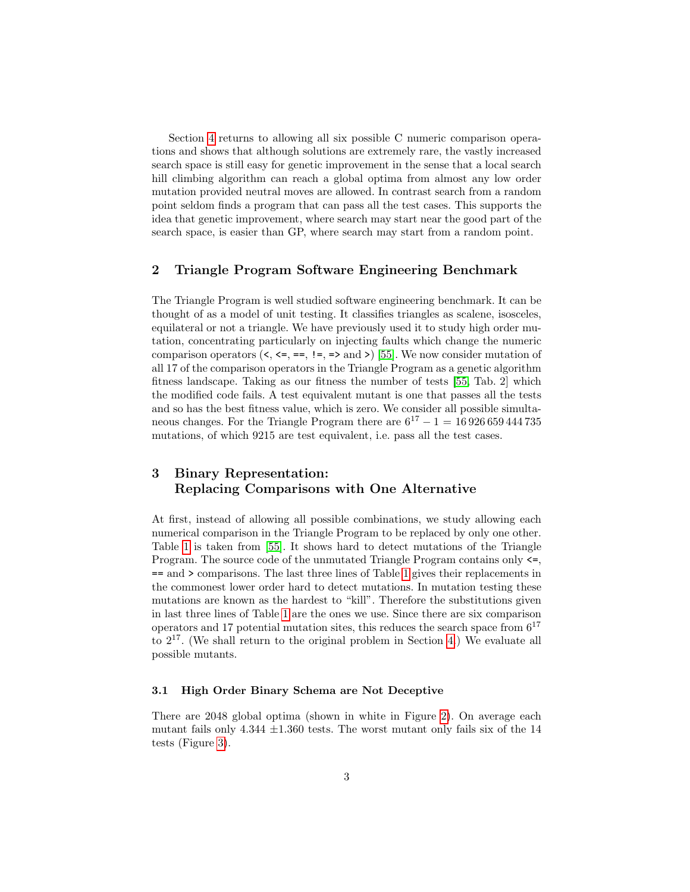Section 4 returns to allowing all six possible C numeric comparison operations and shows that although solutions are extremely rare, the vastly increased search space is still easy for genetic improvement in the sense that a local search hill climbing algorithm can reach a global optima from almost any low order mutation provided neutral moves are allowed. In contrast search from a random point seldom finds a program that can pass all the test cases. This supports the idea that genetic improvement, where search may start near the good part of the search space, is easier than GP, where search may start from a random point.

## 2 Triangle Program Software Engineering Benchmark

The Triangle Program is well studied software engineering benchmark. It can be thought of as a model of unit testing. It classifies triangles as scalene, isosceles, equilateral or not a triangle. We have previously used it to study high order mutation, concentrating particularly on injecting faults which change the numeric comparison operators (`<`, `<=`, `==`, `!=`, `=>` and `>`) [55]. We now consider mutation of all 17 of the comparison operators in the Triangle Program as a genetic algorithm fitness landscape. Taking as our fitness the number of tests [55, Tab. 2] which the modified code fails. A test equivalent mutant is one that passes all the tests and so has the best fitness value, which is zero. We consider all possible simultaneous changes. For the Triangle Program there are $6^{17} - 1 = 16\,926\,659\,444\,735$ mutations, of which 9215 are test equivalent, i.e. pass all the test cases.

## 3 Binary Representation: Replacing Comparisons with One Alternative

At first, instead of allowing all possible combinations, we study allowing each numerical comparison in the Triangle Program to be replaced by only one other. Table 1 is taken from [55]. It shows hard to detect mutations of the Triangle Program. The source code of the unmutated Triangle Program contains only `<=`, `==` and `>` comparisons. The last three lines of Table 1 gives their replacements in the commonest lower order hard to detect mutations. In mutation testing these mutations are known as the hardest to "kill". Therefore the substitutions given in last three lines of Table 1 are the ones we use. Since there are six comparison operators and 17 potential mutation sites, this reduces the search space from $6^{17}$ to $2^{17}$. (We shall return to the original problem in Section 4.) We evaluate all possible mutants.

### 3.1 High Order Binary Schema are Not Deceptive

There are 2048 global optima (shown in white in Figure 2). On average each mutant fails only $4.344 \pm 1.360$ tests. The worst mutant only fails six of the 14 tests (Figure 3).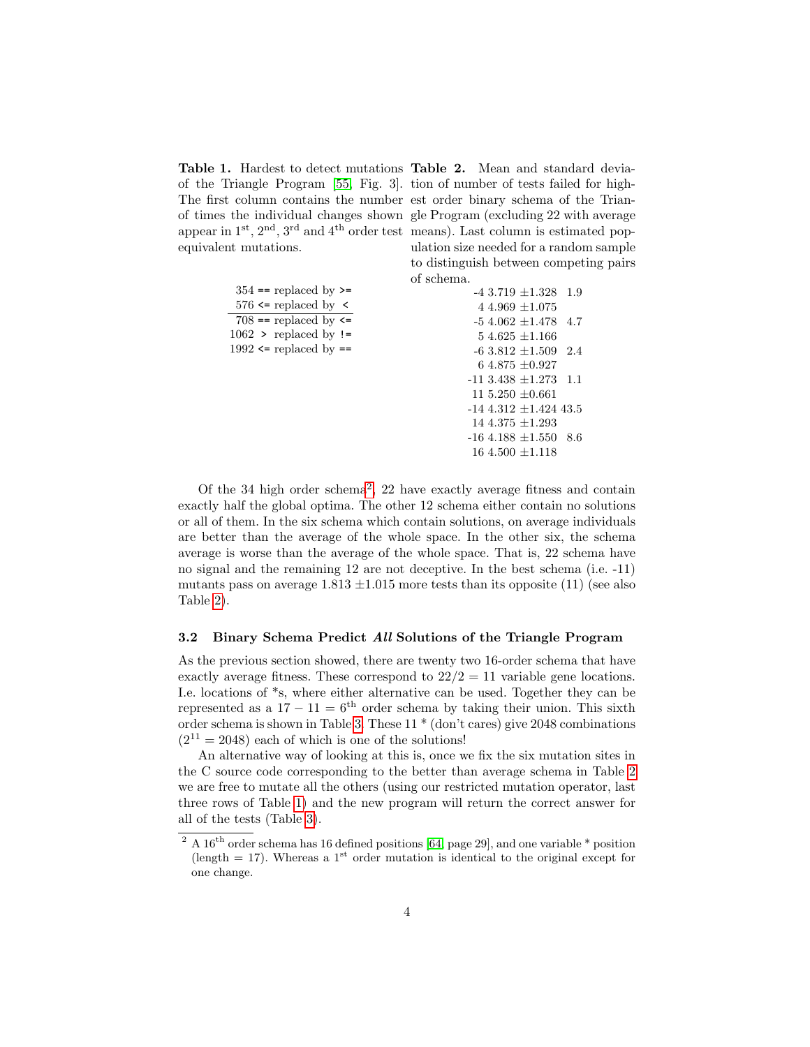**Table 1.** Hardest to detect mutations of the Triangle Program [55, Fig. 3]. The first column contains the number of times the individual changes shown appear in 1st, 2nd, 3rd and 4th order test equivalent mutations.

| Count | Change |
|---|---|
| 354 | `==` replaced by `>=` |
| 576 | `<=` replaced by `<` |
| 708 | `==` replaced by `<=` |
| 1062 | `>` replaced by `!=` |
| 1992 | `<=` replaced by `==` |

**Table 2.** Mean and standard deviation of number of tests failed for highest order binary schema of the Triangle Program (excluding 22 with average means). Last column is estimated population size needed for a random sample to distinguish between competing pairs of schema.

| Schema | Mean ± SD | Pop. size |
|---|---|---|
| -4 | 3.719 $\pm$1.328 | 1.9 |
| 4 | 4.969 $\pm$1.075 | |
| -5 | 4.062 $\pm$1.478 | 4.7 |
| 5 | 4.625 $\pm$1.166 | |
| -6 | 3.812 $\pm$1.509 | 2.4 |
| 6 | 4.875 $\pm$0.927 | |
| -11 | 3.438 $\pm$1.273 | 1.1 |
| 11 | 5.250 $\pm$0.661 | |
| -14 | 4.312 $\pm$1.424 | 43.5 |
| 14 | 4.375 $\pm$1.293 | |
| -16 | 4.188 $\pm$1.550 | 8.6 |
| 16 | 4.500 $\pm$1.118 | |

Of the 34 high order schema[2], 22 have exactly average fitness and contain exactly half the global optima. The other 12 schema either contain no solutions or all of them. In the six schema which contain solutions, on average individuals are better than the average of the whole space. In the other six, the schema average is worse than the average of the whole space. That is, 22 schema have no signal and the remaining 12 are not deceptive. In the best schema (i.e. -11) mutants pass on average 1.813 $\pm$1.015 more tests than its opposite (11) (see also Table 2).

### 3.2 Binary Schema Predict *All* Solutions of the Triangle Program

As the previous section showed, there are twenty two 16-order schema that have exactly average fitness. These correspond to $22/2 = 11$ variable gene locations. I.e. locations of *s, where either alternative can be used. Together they can be represented as a $17 - 11 = 6^{\text{th}}$ order schema by taking their union. This sixth order schema is shown in Table 3. These 11 * (don't cares) give 2048 combinations ($2^{11} = 2048$) each of which is one of the solutions!

An alternative way of looking at this is, once we fix the six mutation sites in the C source code corresponding to the better than average schema in Table 2 we are free to mutate all the others (using our restricted mutation operator, last three rows of Table 1) and the new program will return the correct answer for all of the tests (Table 3).

[2] A 16th order schema has 16 defined positions [64, page 29], and one variable * position (length = 17). Whereas a 1st order mutation is identical to the original except for one change.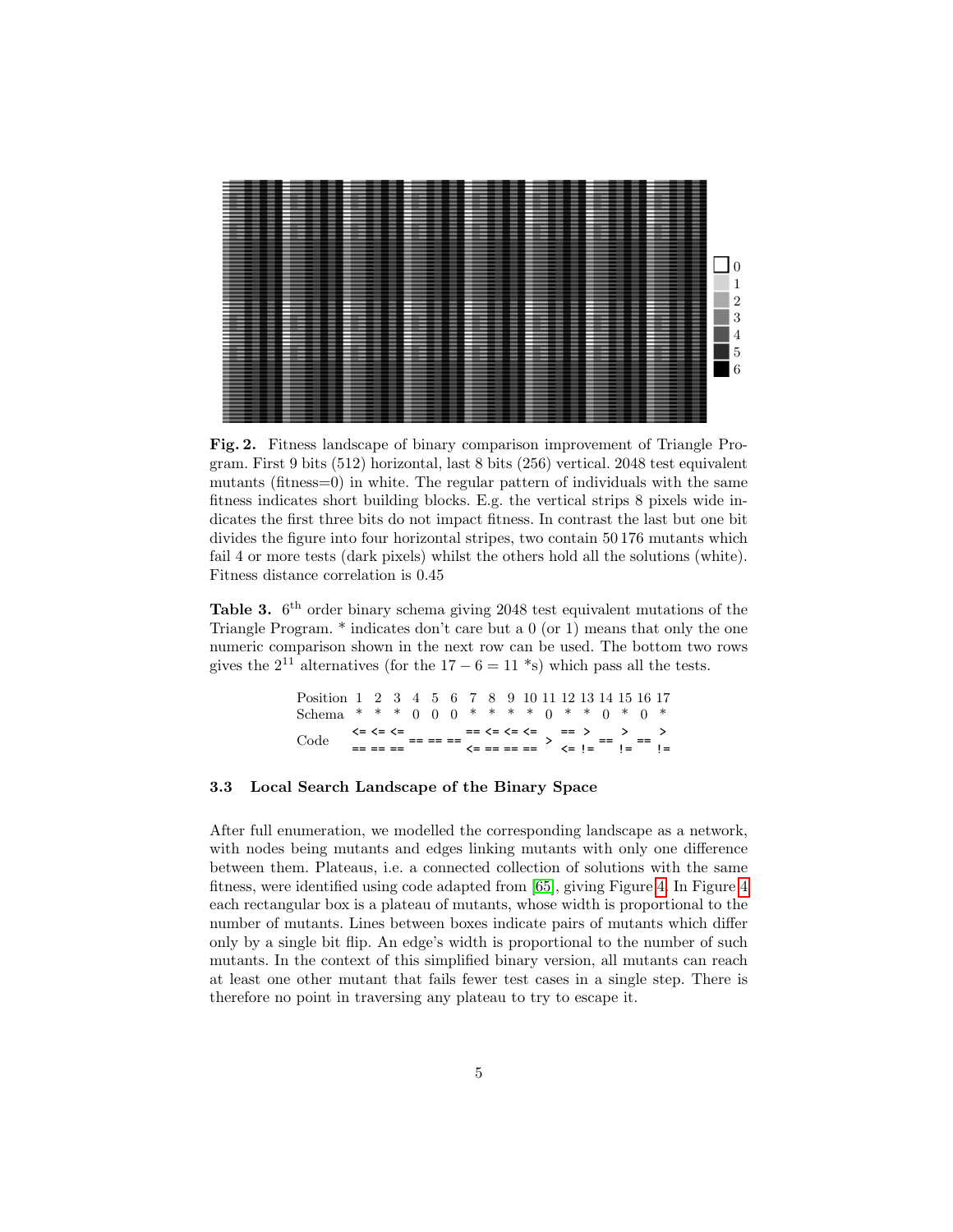**Fig. 2.** Fitness landscape of binary comparison improvement of Triangle Program. First 9 bits (512) horizontal, last 8 bits (256) vertical. 2048 test equivalent mutants (fitness=0) in white. The regular pattern of individuals with the same fitness indicates short building blocks. E.g. the vertical strips 8 pixels wide indicates the first three bits do not impact fitness. In contrast the last but one bit divides the figure into four horizontal stripes, two contain 50 176 mutants which fail 4 or more tests (dark pixels) whilst the others hold all the solutions (white). Fitness distance correlation is 0.45

**Table 3.** $6^{\text{th}}$ order binary schema giving 2048 test equivalent mutations of the Triangle Program. * indicates don't care but a 0 (or 1) means that only the one numeric comparison shown in the next row can be used. The bottom two rows gives the $2^{11}$ alternatives (for the $17-6=11$ *s) which pass all the tests.

| Position | 1 | 2 | 3 | 4 | 5 | 6 | 7 | 8 | 9 | 10 | 11 | 12 | 13 | 14 | 15 | 16 | 17 |
|---|---|---|---|---|---|---|---|---|---|---|---|---|---|---|---|---|---|
| Schema | * | * | * | 0 | 0 | 0 | * | * | * | * | 0 | * | * | 0 | * | 0 | * |
| Code | `<=` | `<=` | `<=` | `==` | `==` | `==` | `==` | `<=` | `<=` | `<=` | `>` | `==` | `>` | `==` | `>` | `==` | `>` |
| | `==` | `==` | `==` | | | | `<=` | `==` | `==` | `==` | | `<=` | `!=` | | `!=` | | `!=` |

### 3.3 Local Search Landscape of the Binary Space

After full enumeration, we modelled the corresponding landscape as a network, with nodes being mutants and edges linking mutants with only one difference between them. Plateaus, i.e. a connected collection of solutions with the same fitness, were identified using code adapted from [65], giving Figure 4. In Figure 4 each rectangular box is a plateau of mutants, whose width is proportional to the number of mutants. Lines between boxes indicate pairs of mutants which differ only by a single bit flip. An edge's width is proportional to the number of such mutants. In the context of this simplified binary version, all mutants can reach at least one other mutant that fails fewer test cases in a single step. There is therefore no point in traversing any plateau to try to escape it.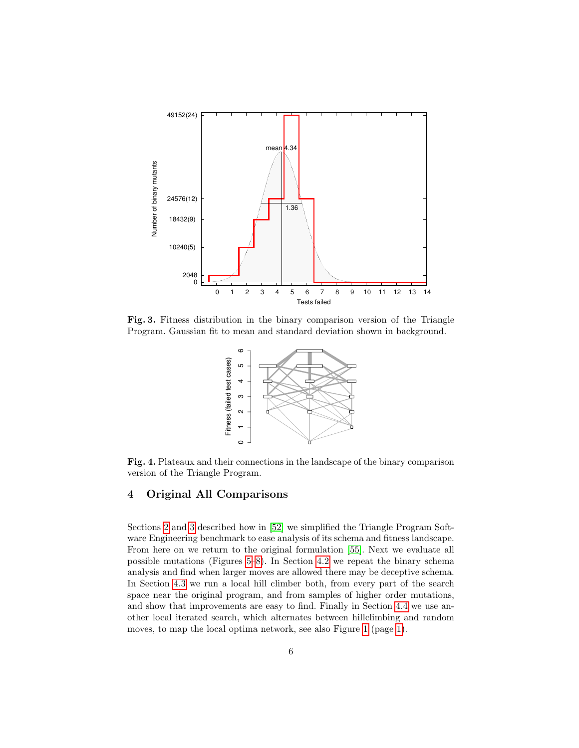**Fig. 3.** Fitness distribution in the binary comparison version of the Triangle Program. Gaussian fit to mean and standard deviation shown in background.

**Fig. 4.** Plateaux and their connections in the landscape of the binary comparison version of the Triangle Program.

## 4 Original All Comparisons

Sections 2 and 3 described how in [52] we simplified the Triangle Program Software Engineering benchmark to ease analysis of its schema and fitness landscape. From here on we return to the original formulation [55]. Next we evaluate all possible mutations (Figures 5–8). In Section 4.2 we repeat the binary schema analysis and find when larger moves are allowed there may be deceptive schema. In Section 4.3 we run a local hill climber both, from every part of the search space near the original program, and from samples of higher order mutations, and show that improvements are easy to find. Finally in Section 4.4 we use another local iterated search, which alternates between hillclimbing and random moves, to map the local optima network, see also Figure 1 (page 1).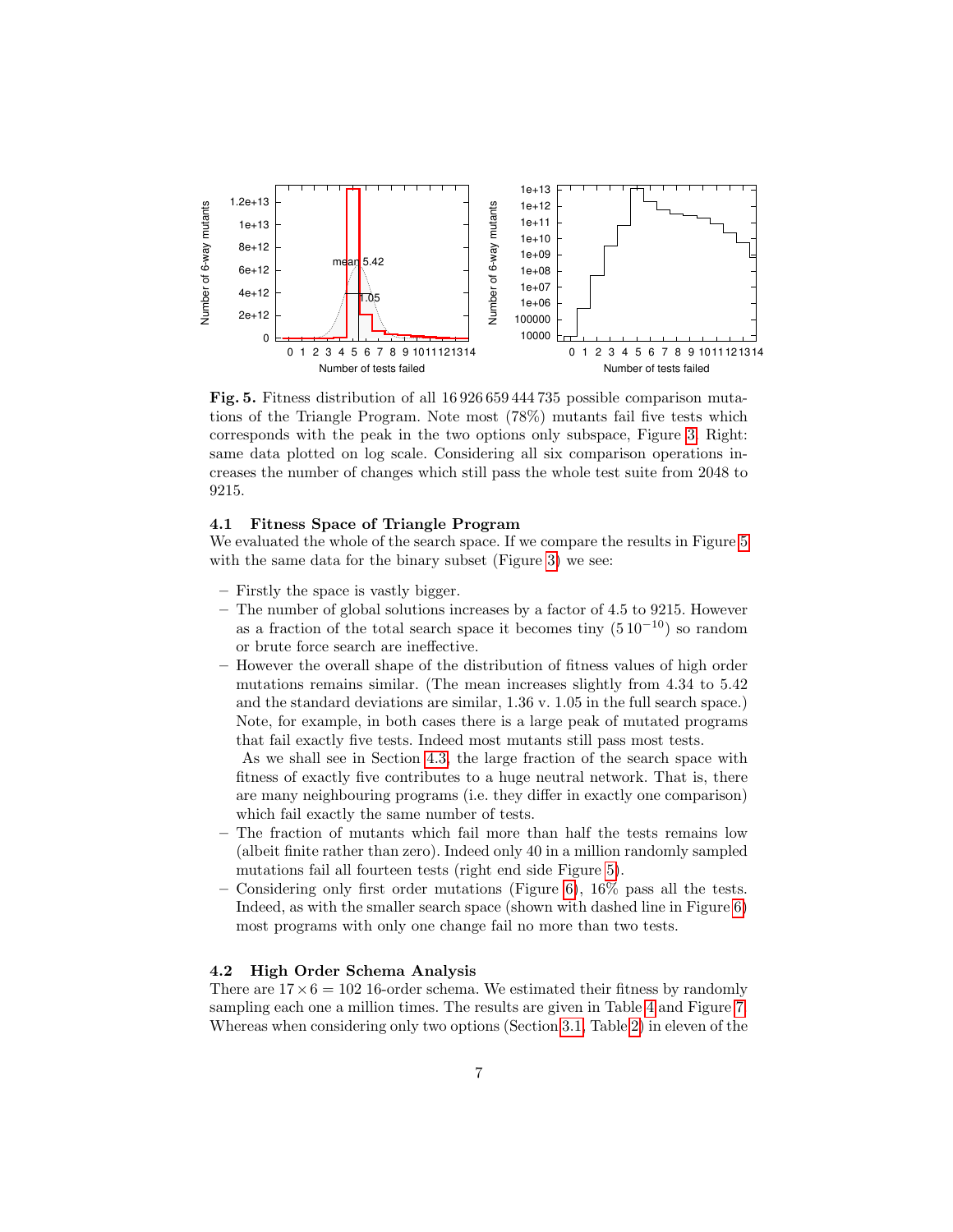**Fig. 5.** Fitness distribution of all 16 926 659 444 735 possible comparison mutations of the Triangle Program. Note most (78%) mutants fail five tests which corresponds with the peak in the two options only subspace, Figure 3. Right: same data plotted on log scale. Considering all six comparison operations increases the number of changes which still pass the whole test suite from 2048 to 9215.

### 4.1 Fitness Space of Triangle Program

We evaluated the whole of the search space. If we compare the results in Figure 5 with the same data for the binary subset (Figure 3) we see:

- Firstly the space is vastly bigger.
- The number of global solutions increases by a factor of 4.5 to 9215. However as a fraction of the total search space it becomes tiny ($5\,10^{-10}$) so random or brute force search are ineffective.
- However the overall shape of the distribution of fitness values of high order mutations remains similar. (The mean increases slightly from 4.34 to 5.42 and the standard deviations are similar, 1.36 v. 1.05 in the full search space.) Note, for example, in both cases there is a large peak of mutated programs that fail exactly five tests. Indeed most mutants still pass most tests.

  As we shall see in Section 4.3, the large fraction of the search space with fitness of exactly five contributes to a huge neutral network. That is, there are many neighbouring programs (i.e. they differ in exactly one comparison) which fail exactly the same number of tests.
- The fraction of mutants which fail more than half the tests remains low (albeit finite rather than zero). Indeed only 40 in a million randomly sampled mutations fail all fourteen tests (right end side Figure 5).
- Considering only first order mutations (Figure 6), 16% pass all the tests. Indeed, as with the smaller search space (shown with dashed line in Figure 6) most programs with only one change fail no more than two tests.

### 4.2 High Order Schema Analysis

There are $17 \times 6 = 102$ 16-order schema. We estimated their fitness by randomly sampling each one a million times. The results are given in Table 4 and Figure 7. Whereas when considering only two options (Section 3.1, Table 2) in eleven of the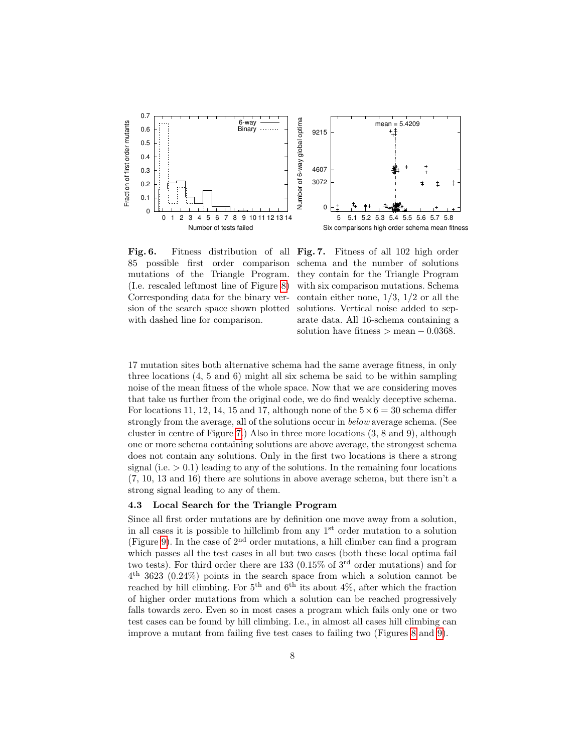**Fig. 6.** Fitness distribution of all 85 possible first order comparison mutations of the Triangle Program. (I.e. rescaled leftmost line of Figure 8) Corresponding data for the binary version of the search space shown plotted with dashed line for comparison.

**Fig. 7.** Fitness of all 102 high order schema and the number of solutions they contain for the Triangle Program with six comparison mutations. Schema contain either none, 1/3, 1/2 or all the solutions. Vertical noise added to separate data. All 16-schema containing a solution have fitness $>$ mean $- 0.0368$.

17 mutation sites both alternative schema had the same average fitness, in only three locations (4, 5 and 6) might all six schema be said to be within sampling noise of the mean fitness of the whole space. Now that we are considering moves that take us further from the original code, we do find weakly deceptive schema. For locations 11, 12, 14, 15 and 17, although none of the $5 \times 6 = 30$ schema differ strongly from the average, all of the solutions occur in *below* average schema. (See cluster in centre of Figure 7.) Also in three more locations (3, 8 and 9), although one or more schema containing solutions are above average, the strongest schema does not contain any solutions. Only in the first two locations is there a strong signal (i.e. $> 0.1$) leading to any of the solutions. In the remaining four locations (7, 10, 13 and 16) there are solutions in above average schema, but there isn't a strong signal leading to any of them.

### 4.3 Local Search for the Triangle Program

Since all first order mutations are by definition one move away from a solution, in all cases it is possible to hillclimb from any 1st order mutation to a solution (Figure 9). In the case of 2nd order mutations, a hill climber can find a program which passes all the test cases in all but two cases (both these local optima fail two tests). For third order there are 133 (0.15% of 3rd order mutations) and for 4th 3623 (0.24%) points in the search space from which a solution cannot be reached by hill climbing. For 5th and 6th its about 4%, after which the fraction of higher order mutations from which a solution can be reached progressively falls towards zero. Even so in most cases a program which fails only one or two test cases can be found by hill climbing. I.e., in almost all cases hill climbing can improve a mutant from failing five test cases to failing two (Figures 8 and 9).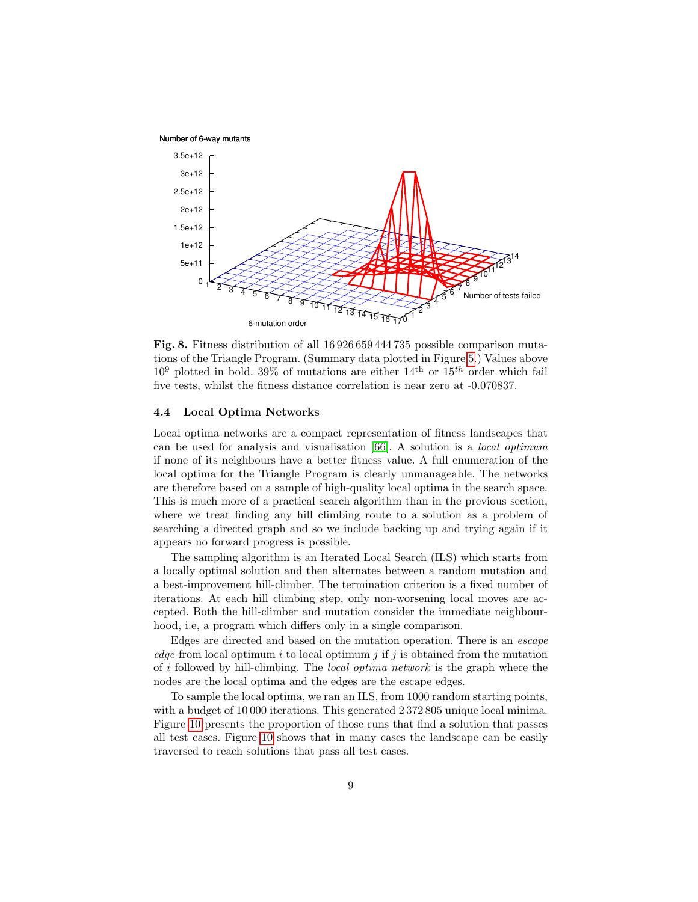**Fig. 8.** Fitness distribution of all 16 926 659 444 735 possible comparison mutations of the Triangle Program. (Summary data plotted in Figure 5.) Values above $10^9$ plotted in bold. 39% of mutations are either $14^{\text{th}}$ or $15^{th}$ order which fail five tests, whilst the fitness distance correlation is near zero at -0.070837.

### 4.4 Local Optima Networks

Local optima networks are a compact representation of fitness landscapes that can be used for analysis and visualisation [66]. A solution is a *local optimum* if none of its neighbours have a better fitness value. A full enumeration of the local optima for the Triangle Program is clearly unmanageable. The networks are therefore based on a sample of high-quality local optima in the search space. This is much more of a practical search algorithm than in the previous section, where we treat finding any hill climbing route to a solution as a problem of searching a directed graph and so we include backing up and trying again if it appears no forward progress is possible.

The sampling algorithm is an Iterated Local Search (ILS) which starts from a locally optimal solution and then alternates between a random mutation and a best-improvement hill-climber. The termination criterion is a fixed number of iterations. At each hill climbing step, only non-worsening local moves are accepted. Both the hill-climber and mutation consider the immediate neighbourhood, i.e, a program which differs only in a single comparison.

Edges are directed and based on the mutation operation. There is an *escape edge* from local optimum $i$ to local optimum $j$ if $j$ is obtained from the mutation of $i$ followed by hill-climbing. The *local optima network* is the graph where the nodes are the local optima and the edges are the escape edges.

To sample the local optima, we ran an ILS, from 1000 random starting points, with a budget of 10 000 iterations. This generated 2 372 805 unique local minima. Figure 10 presents the proportion of those runs that find a solution that passes all test cases. Figure 10 shows that in many cases the landscape can be easily traversed to reach solutions that pass all test cases.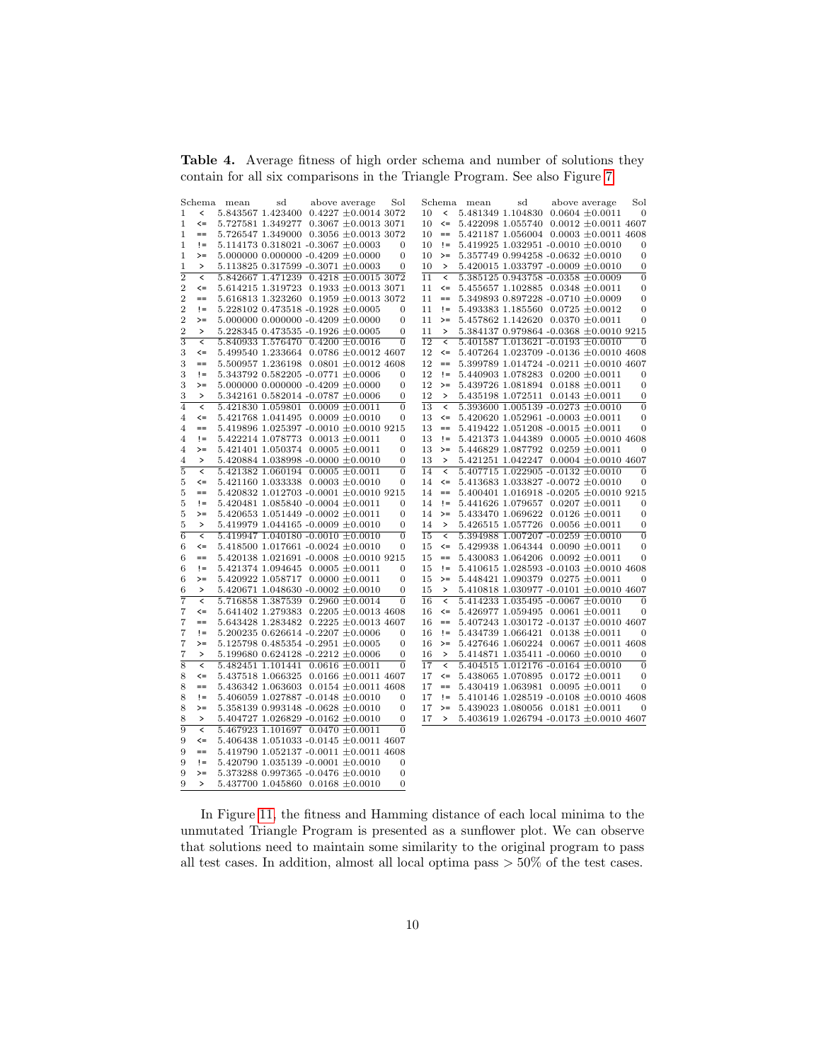**Table 4.** Average fitness of high order schema and number of solutions they contain for all six comparisons in the Triangle Program. See also Figure 7

| Schema | | mean | sd | above average | Sol |
|---|---|---|---|---|---|
| 1 | < | 5.843567 | 1.423400 | 0.4227 ±0.0014 | 3072 |
| 1 | <= | 5.727581 | 1.349277 | 0.3067 ±0.0013 | 3071 |
| 1 | == | 5.726547 | 1.349000 | 0.3056 ±0.0013 | 3072 |
| 1 | != | 5.114173 | 0.318021 | -0.3067 ±0.0003 | 0 |
| 1 | >= | 5.000000 | 0.000000 | -0.4209 ±0.0000 | 0 |
| 1 | > | 5.113825 | 0.317599 | -0.3071 ±0.0003 | 0 |
| 2 | < | 5.842667 | 1.471239 | 0.4218 ±0.0015 | 3072 |
| 2 | <= | 5.614215 | 1.319723 | 0.1933 ±0.0013 | 3071 |
| 2 | == | 5.616813 | 1.323260 | 0.1959 ±0.0013 | 3072 |
| 2 | != | 5.228102 | 0.473518 | -0.1928 ±0.0005 | 0 |
| 2 | >= | 5.000000 | 0.000000 | -0.4209 ±0.0000 | 0 |
| 2 | > | 5.228345 | 0.473535 | -0.1926 ±0.0005 | 0 |
| 3 | < | 5.840933 | 1.576470 | 0.4200 ±0.0016 | 0 |
| 3 | <= | 5.499540 | 1.233664 | 0.0786 ±0.0012 | 4607 |
| 3 | == | 5.500957 | 1.236198 | 0.0801 ±0.0012 | 4608 |
| 3 | != | 5.343792 | 0.582205 | -0.0771 ±0.0006 | 0 |
| 3 | >= | 5.000000 | 0.000000 | -0.4209 ±0.0000 | 0 |
| 3 | > | 5.342161 | 0.582014 | -0.0787 ±0.0006 | 0 |
| 4 | < | 5.421830 | 1.059801 | 0.0009 ±0.0011 | 0 |
| 4 | <= | 5.421768 | 1.041495 | 0.0009 ±0.0010 | 0 |
| 4 | == | 5.419896 | 1.025397 | -0.0010 ±0.0010 | 9215 |
| 4 | != | 5.422214 | 1.078773 | 0.0013 ±0.0011 | 0 |
| 4 | >= | 5.421401 | 1.050374 | 0.0005 ±0.0011 | 0 |
| 4 | > | 5.420884 | 1.038998 | -0.0000 ±0.0010 | 0 |
| 5 | < | 5.421382 | 1.060194 | 0.0005 ±0.0011 | 0 |
| 5 | <= | 5.421160 | 1.033338 | 0.0003 ±0.0010 | 0 |
| 5 | == | 5.420832 | 1.012703 | -0.0001 ±0.0010 | 9215 |
| 5 | != | 5.420481 | 1.085840 | -0.0004 ±0.0011 | 0 |
| 5 | >= | 5.420653 | 1.051449 | -0.0002 ±0.0011 | 0 |
| 5 | > | 5.419979 | 1.044165 | -0.0009 ±0.0010 | 0 |
| 6 | < | 5.419947 | 1.040180 | -0.0010 ±0.0010 | 0 |
| 6 | <= | 5.418500 | 1.017661 | -0.0024 ±0.0010 | 0 |
| 6 | == | 5.420138 | 1.021691 | -0.0008 ±0.0010 | 9215 |
| 6 | != | 5.421374 | 1.094645 | 0.0005 ±0.0011 | 0 |
| 6 | >= | 5.420922 | 1.058717 | 0.0000 ±0.0011 | 0 |
| 6 | > | 5.420671 | 1.048630 | -0.0002 ±0.0010 | 0 |
| 7 | < | 5.716858 | 1.387539 | 0.2960 ±0.0014 | 0 |
| 7 | <= | 5.641402 | 1.279383 | 0.2205 ±0.0013 | 4608 |
| 7 | == | 5.643428 | 1.283482 | 0.2225 ±0.0013 | 4607 |
| 7 | != | 5.200235 | 0.626614 | -0.2207 ±0.0006 | 0 |
| 7 | >= | 5.125798 | 0.485354 | -0.2951 ±0.0005 | 0 |
| 7 | > | 5.199680 | 0.624128 | -0.2212 ±0.0006 | 0 |
| 8 | < | 5.482451 | 1.101441 | 0.0616 ±0.0011 | 0 |
| 8 | <= | 5.437518 | 1.066325 | 0.0166 ±0.0011 | 4607 |
| 8 | == | 5.436342 | 1.063603 | 0.0154 ±0.0011 | 4608 |
| 8 | != | 5.406059 | 1.027887 | -0.0148 ±0.0010 | 0 |
| 8 | >= | 5.358139 | 0.993148 | -0.0628 ±0.0010 | 0 |
| 8 | > | 5.404727 | 1.026829 | -0.0162 ±0.0010 | 0 |
| 9 | < | 5.467923 | 1.101697 | 0.0470 ±0.0011 | 0 |
| 9 | <= | 5.406438 | 1.051033 | -0.0145 ±0.0011 | 4607 |
| 9 | == | 5.419790 | 1.052137 | -0.0011 ±0.0011 | 4608 |
| 9 | != | 5.420790 | 1.035139 | -0.0001 ±0.0010 | 0 |
| 9 | >= | 5.373288 | 0.997365 | -0.0476 ±0.0010 | 0 |
| 9 | > | 5.437700 | 1.045860 | 0.0168 ±0.0010 | 0 |
| 10 | < | 5.481349 | 1.104830 | 0.0604 ±0.0011 | 0 |
| 10 | <= | 5.422098 | 1.055740 | 0.0012 ±0.0011 | 4607 |
| 10 | == | 5.421187 | 1.056004 | 0.0003 ±0.0011 | 4608 |
| 10 | != | 5.419925 | 1.032951 | -0.0010 ±0.0010 | 0 |
| 10 | >= | 5.357749 | 0.994258 | -0.0632 ±0.0010 | 0 |
| 10 | > | 5.420015 | 1.033797 | -0.0009 ±0.0010 | 0 |
| 11 | < | 5.385125 | 0.943758 | -0.0358 ±0.0009 | 0 |
| 11 | <= | 5.455657 | 1.102885 | 0.0348 ±0.0011 | 0 |
| 11 | == | 5.349893 | 0.897228 | -0.0710 ±0.0009 | 0 |
| 11 | != | 5.493383 | 1.185560 | 0.0725 ±0.0012 | 0 |
| 11 | >= | 5.457862 | 1.142620 | 0.0370 ±0.0011 | 0 |
| 11 | > | 5.384137 | 0.979864 | -0.0368 ±0.0010 | 9215 |
| 12 | < | 5.401587 | 1.013621 | -0.0193 ±0.0010 | 0 |
| 12 | <= | 5.407264 | 1.023709 | -0.0136 ±0.0010 | 4608 |
| 12 | == | 5.399789 | 1.014724 | -0.0211 ±0.0010 | 4607 |
| 12 | != | 5.440903 | 1.078283 | 0.0200 ±0.0011 | 0 |
| 12 | >= | 5.439726 | 1.081894 | 0.0188 ±0.0011 | 0 |
| 12 | > | 5.435198 | 1.072511 | 0.0143 ±0.0011 | 0 |
| 13 | < | 5.393600 | 1.005139 | -0.0273 ±0.0010 | 0 |
| 13 | <= | 5.420620 | 1.052961 | -0.0003 ±0.0011 | 0 |
| 13 | == | 5.419422 | 1.051208 | -0.0015 ±0.0011 | 0 |
| 13 | != | 5.421373 | 1.044389 | 0.0005 ±0.0010 | 4608 |
| 13 | >= | 5.446829 | 1.087792 | 0.0259 ±0.0011 | 0 |
| 13 | > | 5.421251 | 1.042247 | 0.0004 ±0.0010 | 4607 |
| 14 | < | 5.407715 | 1.022905 | -0.0132 ±0.0010 | 0 |
| 14 | <= | 5.413683 | 1.033827 | -0.0072 ±0.0010 | 0 |
| 14 | == | 5.400401 | 1.016918 | -0.0205 ±0.0010 | 9215 |
| 14 | != | 5.441626 | 1.079657 | 0.0207 ±0.0011 | 0 |
| 14 | >= | 5.433470 | 1.069622 | 0.0126 ±0.0011 | 0 |
| 14 | > | 5.426515 | 1.057726 | 0.0056 ±0.0011 | 0 |
| 15 | < | 5.394988 | 1.007207 | -0.0259 ±0.0010 | 0 |
| 15 | <= | 5.429938 | 1.064344 | 0.0090 ±0.0011 | 0 |
| 15 | == | 5.430083 | 1.064206 | 0.0092 ±0.0011 | 0 |
| 15 | != | 5.410615 | 1.028593 | -0.0103 ±0.0010 | 4608 |
| 15 | >= | 5.448421 | 1.090379 | 0.0275 ±0.0011 | 0 |
| 15 | > | 5.410818 | 1.030977 | -0.0101 ±0.0010 | 4607 |
| 16 | < | 5.414233 | 1.035495 | -0.0067 ±0.0010 | 0 |
| 16 | <= | 5.426977 | 1.059495 | 0.0061 ±0.0011 | 0 |
| 16 | == | 5.407243 | 1.030172 | -0.0137 ±0.0010 | 4607 |
| 16 | != | 5.434739 | 1.066421 | 0.0138 ±0.0011 | 0 |
| 16 | >= | 5.427646 | 1.060224 | 0.0067 ±0.0011 | 4608 |
| 16 | > | 5.414871 | 1.035411 | -0.0060 ±0.0010 | 0 |
| 17 | < | 5.404515 | 1.012176 | -0.0164 ±0.0010 | 0 |
| 17 | <= | 5.438065 | 1.070895 | 0.0172 ±0.0011 | 0 |
| 17 | == | 5.430419 | 1.063981 | 0.0095 ±0.0011 | 0 |
| 17 | != | 5.410146 | 1.028519 | -0.0108 ±0.0010 | 4608 |
| 17 | >= | 5.439023 | 1.080056 | 0.0181 ±0.0011 | 0 |
| 17 | > | 5.403619 | 1.026794 | -0.0173 ±0.0010 | 4607 |

In Figure 11, the fitness and Hamming distance of each local minima to the unmutated Triangle Program is presented as a sunflower plot. We can observe that solutions need to maintain some similarity to the original program to pass all test cases. In addition, almost all local optima pass $> 50\%$ of the test cases.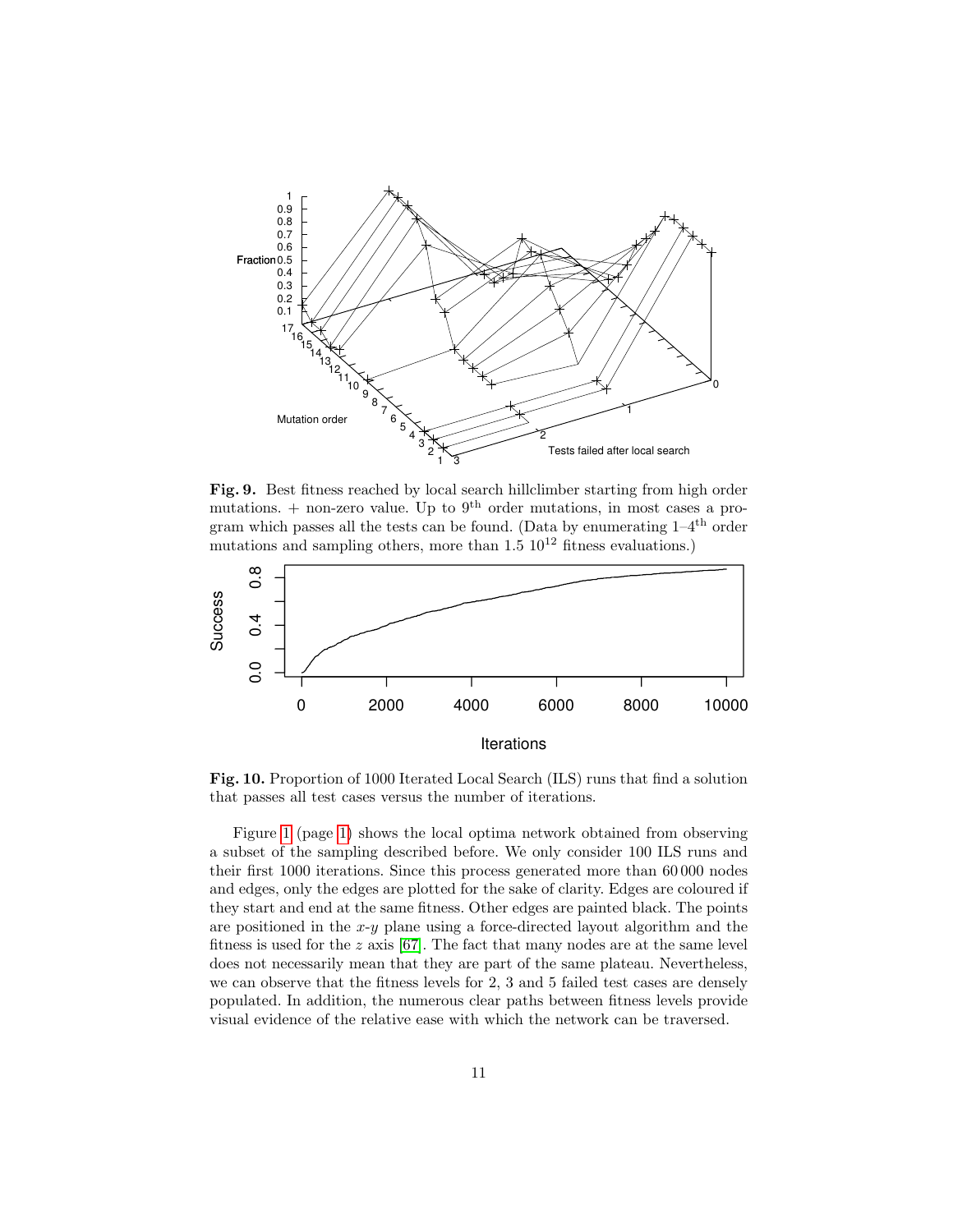**Fig. 9.** Best fitness reached by local search hillclimber starting from high order mutations. + non-zero value. Up to 9th order mutations, in most cases a program which passes all the tests can be found. (Data by enumerating 1–4th order mutations and sampling others, more than 1.5 $10^{12}$ fitness evaluations.)

**Fig. 10.** Proportion of 1000 Iterated Local Search (ILS) runs that find a solution that passes all test cases versus the number of iterations.

Figure 1 (page 1) shows the local optima network obtained from observing a subset of the sampling described before. We only consider 100 ILS runs and their first 1000 iterations. Since this process generated more than 60 000 nodes and edges, only the edges are plotted for the sake of clarity. Edges are coloured if they start and end at the same fitness. Other edges are painted black. The points are positioned in the $x$-$y$ plane using a force-directed layout algorithm and the fitness is used for the $z$ axis [67]. The fact that many nodes are at the same level does not necessarily mean that they are part of the same plateau. Nevertheless, we can observe that the fitness levels for 2, 3 and 5 failed test cases are densely populated. In addition, the numerous clear paths between fitness levels provide visual evidence of the relative ease with which the network can be traversed.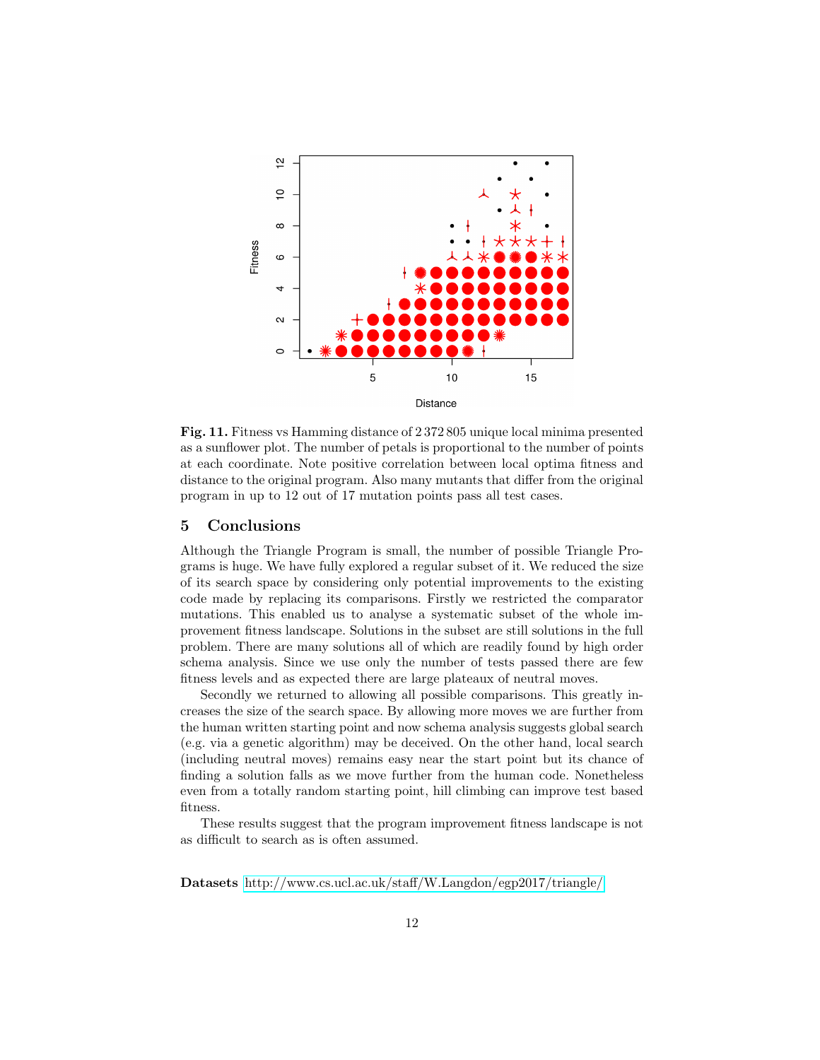**Fig. 11.** Fitness vs Hamming distance of 2 372 805 unique local minima presented as a sunflower plot. The number of petals is proportional to the number of points at each coordinate. Note positive correlation between local optima fitness and distance to the original program. Also many mutants that differ from the original program in up to 12 out of 17 mutation points pass all test cases.

## 5 Conclusions

Although the Triangle Program is small, the number of possible Triangle Programs is huge. We have fully explored a regular subset of it. We reduced the size of its search space by considering only potential improvements to the existing code made by replacing its comparisons. Firstly we restricted the comparator mutations. This enabled us to analyse a systematic subset of the whole improvement fitness landscape. Solutions in the subset are still solutions in the full problem. There are many solutions all of which are readily found by high order schema analysis. Since we use only the number of tests passed there are few fitness levels and as expected there are large plateaux of neutral moves.

Secondly we returned to allowing all possible comparisons. This greatly increases the size of the search space. By allowing more moves we are further from the human written starting point and now schema analysis suggests global search (e.g. via a genetic algorithm) may be deceived. On the other hand, local search (including neutral moves) remains easy near the start point but its chance of finding a solution falls as we move further from the human code. Nonetheless even from a totally random starting point, hill climbing can improve test based fitness.

These results suggest that the program improvement fitness landscape is not as difficult to search as is often assumed.

**Datasets** http://www.cs.ucl.ac.uk/staff/W.Langdon/egp2017/triangle/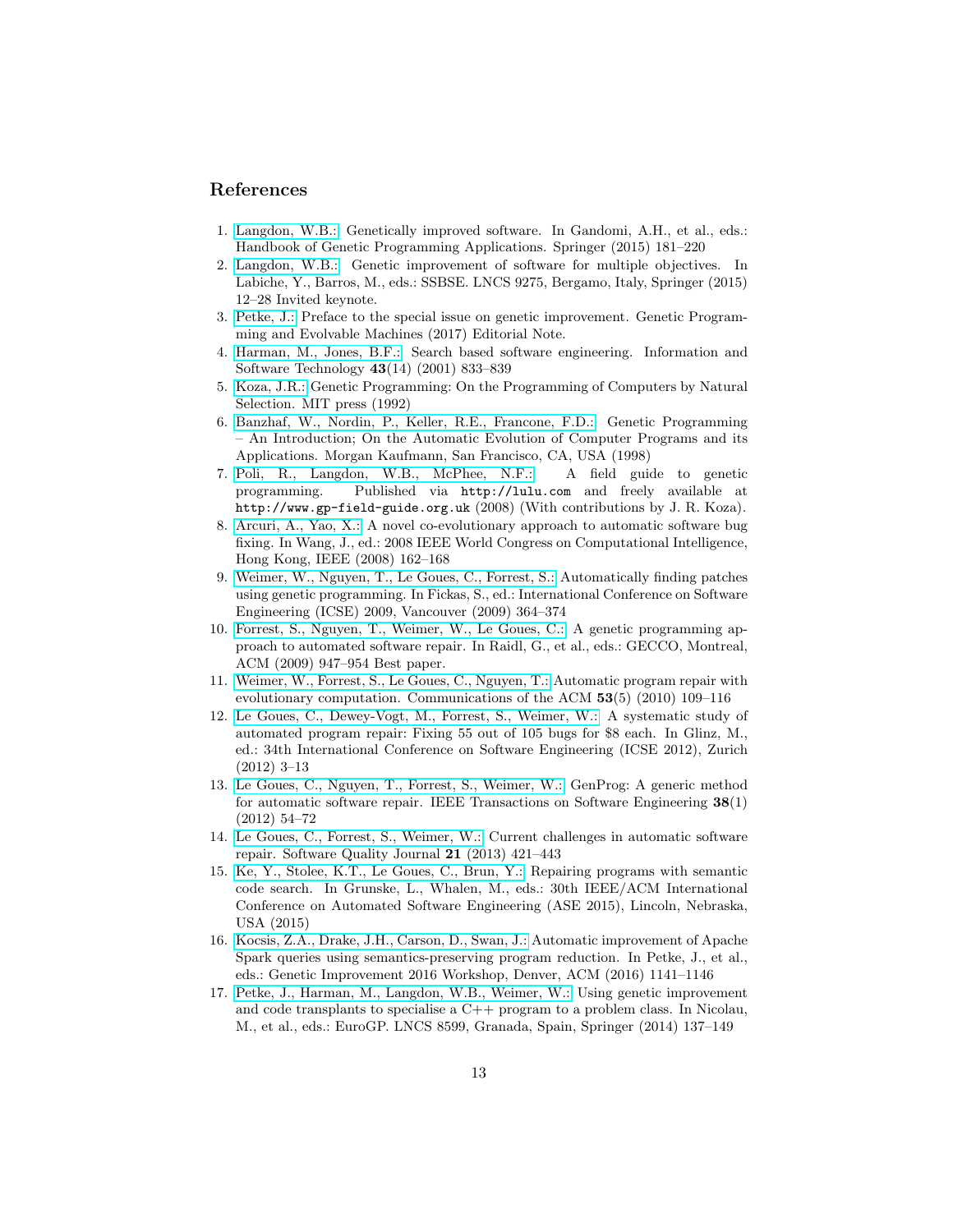## References

1. Langdon, W.B.: Genetically improved software. In Gandomi, A.H., et al., eds.: Handbook of Genetic Programming Applications. Springer (2015) 181–220
2. Langdon, W.B.: Genetic improvement of software for multiple objectives. In Labiche, Y., Barros, M., eds.: SSBSE. LNCS 9275, Bergamo, Italy, Springer (2015) 12–28 Invited keynote.
3. Petke, J.: Preface to the special issue on genetic improvement. Genetic Programming and Evolvable Machines (2017) Editorial Note.
4. Harman, M., Jones, B.F.: Search based software engineering. Information and Software Technology **43**(14) (2001) 833–839
5. Koza, J.R.: Genetic Programming: On the Programming of Computers by Natural Selection. MIT press (1992)
6. Banzhaf, W., Nordin, P., Keller, R.E., Francone, F.D.: Genetic Programming – An Introduction; On the Automatic Evolution of Computer Programs and its Applications. Morgan Kaufmann, San Francisco, CA, USA (1998)
7. Poli, R., Langdon, W.B., McPhee, N.F.: A field guide to genetic programming. Published via `http://lulu.com` and freely available at `http://www.gp-field-guide.org.uk` (2008) (With contributions by J. R. Koza).
8. Arcuri, A., Yao, X.: A novel co-evolutionary approach to automatic software bug fixing. In Wang, J., ed.: 2008 IEEE World Congress on Computational Intelligence, Hong Kong, IEEE (2008) 162–168
9. Weimer, W., Nguyen, T., Le Goues, C., Forrest, S.: Automatically finding patches using genetic programming. In Fickas, S., ed.: International Conference on Software Engineering (ICSE) 2009, Vancouver (2009) 364–374
10. Forrest, S., Nguyen, T., Weimer, W., Le Goues, C.: A genetic programming approach to automated software repair. In Raidl, G., et al., eds.: GECCO, Montreal, ACM (2009) 947–954 Best paper.
11. Weimer, W., Forrest, S., Le Goues, C., Nguyen, T.: Automatic program repair with evolutionary computation. Communications of the ACM **53**(5) (2010) 109–116
12. Le Goues, C., Dewey-Vogt, M., Forrest, S., Weimer, W.: A systematic study of automated program repair: Fixing 55 out of 105 bugs for $8 each. In Glinz, M., ed.: 34th International Conference on Software Engineering (ICSE 2012), Zurich (2012) 3–13
13. Le Goues, C., Nguyen, T., Forrest, S., Weimer, W.: GenProg: A generic method for automatic software repair. IEEE Transactions on Software Engineering **38**(1) (2012) 54–72
14. Le Goues, C., Forrest, S., Weimer, W.: Current challenges in automatic software repair. Software Quality Journal **21** (2013) 421–443
15. Ke, Y., Stolee, K.T., Le Goues, C., Brun, Y.: Repairing programs with semantic code search. In Grunske, L., Whalen, M., eds.: 30th IEEE/ACM International Conference on Automated Software Engineering (ASE 2015), Lincoln, Nebraska, USA (2015)
16. Kocsis, Z.A., Drake, J.H., Carson, D., Swan, J.: Automatic improvement of Apache Spark queries using semantics-preserving program reduction. In Petke, J., et al., eds.: Genetic Improvement 2016 Workshop, Denver, ACM (2016) 1141–1146
17. Petke, J., Harman, M., Langdon, W.B., Weimer, W.: Using genetic improvement and code transplants to specialise a C++ program to a problem class. In Nicolau, M., et al., eds.: EuroGP. LNCS 8599, Granada, Spain, Springer (2014) 137–149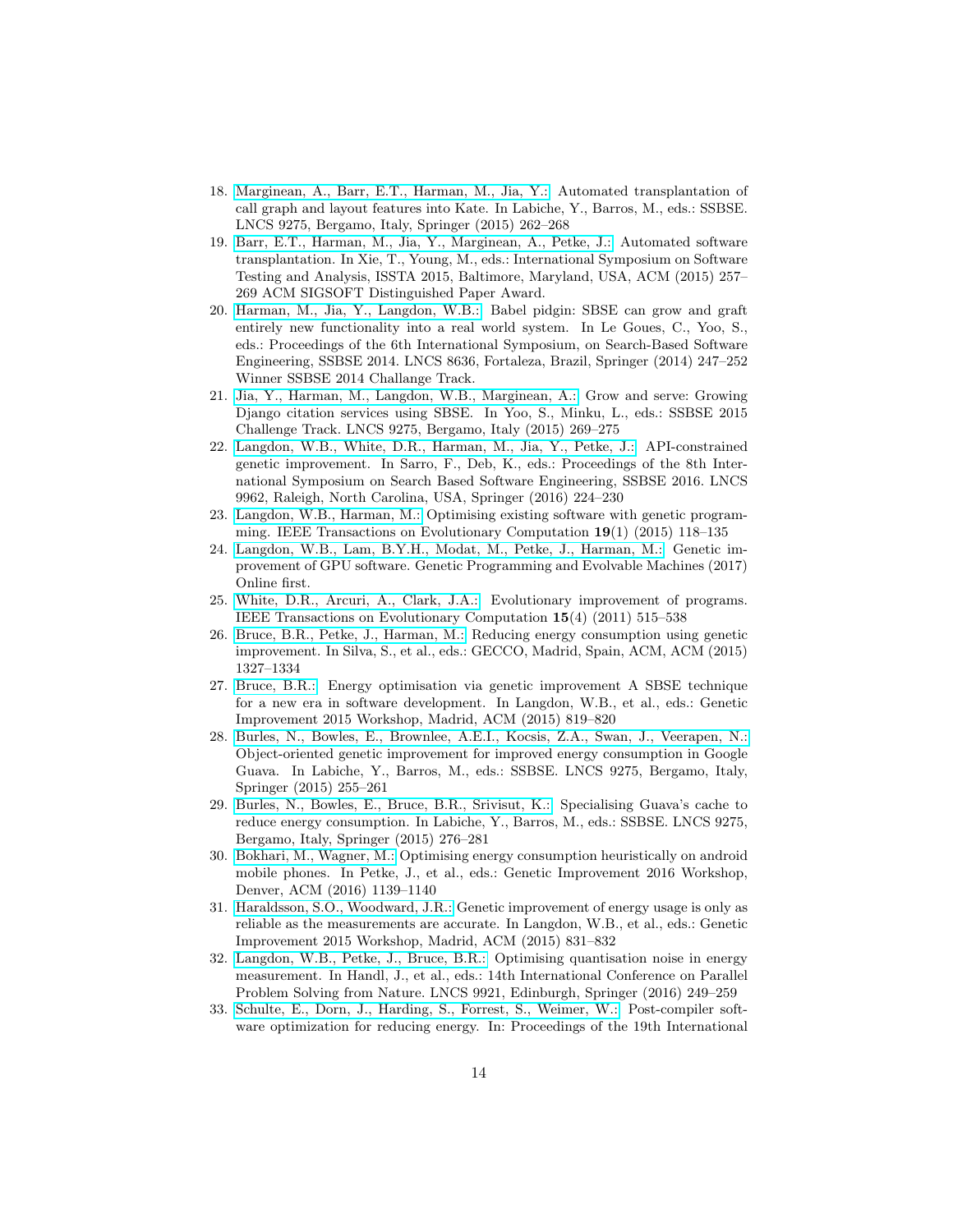18. Marginean, A., Barr, E.T., Harman, M., Jia, Y.: Automated transplantation of call graph and layout features into Kate. In Labiche, Y., Barros, M., eds.: SSBSE. LNCS 9275, Bergamo, Italy, Springer (2015) 262–268
19. Barr, E.T., Harman, M., Jia, Y., Marginean, A., Petke, J.: Automated software transplantation. In Xie, T., Young, M., eds.: International Symposium on Software Testing and Analysis, ISSTA 2015, Baltimore, Maryland, USA, ACM (2015) 257–269 ACM SIGSOFT Distinguished Paper Award.
20. Harman, M., Jia, Y., Langdon, W.B.: Babel pidgin: SBSE can grow and graft entirely new functionality into a real world system. In Le Goues, C., Yoo, S., eds.: Proceedings of the 6th International Symposium, on Search-Based Software Engineering, SSBSE 2014. LNCS 8636, Fortaleza, Brazil, Springer (2014) 247–252 Winner SSBSE 2014 Challange Track.
21. Jia, Y., Harman, M., Langdon, W.B., Marginean, A.: Grow and serve: Growing Django citation services using SBSE. In Yoo, S., Minku, L., eds.: SSBSE 2015 Challenge Track. LNCS 9275, Bergamo, Italy (2015) 269–275
22. Langdon, W.B., White, D.R., Harman, M., Jia, Y., Petke, J.: API-constrained genetic improvement. In Sarro, F., Deb, K., eds.: Proceedings of the 8th International Symposium on Search Based Software Engineering, SSBSE 2016. LNCS 9962, Raleigh, North Carolina, USA, Springer (2016) 224–230
23. Langdon, W.B., Harman, M.: Optimising existing software with genetic programming. IEEE Transactions on Evolutionary Computation **19**(1) (2015) 118–135
24. Langdon, W.B., Lam, B.Y.H., Modat, M., Petke, J., Harman, M.: Genetic improvement of GPU software. Genetic Programming and Evolvable Machines (2017) Online first.
25. White, D.R., Arcuri, A., Clark, J.A.: Evolutionary improvement of programs. IEEE Transactions on Evolutionary Computation **15**(4) (2011) 515–538
26. Bruce, B.R., Petke, J., Harman, M.: Reducing energy consumption using genetic improvement. In Silva, S., et al., eds.: GECCO, Madrid, Spain, ACM, ACM (2015) 1327–1334
27. Bruce, B.R.: Energy optimisation via genetic improvement A SBSE technique for a new era in software development. In Langdon, W.B., et al., eds.: Genetic Improvement 2015 Workshop, Madrid, ACM (2015) 819–820
28. Burles, N., Bowles, E., Brownlee, A.E.I., Kocsis, Z.A., Swan, J., Veerapen, N.: Object-oriented genetic improvement for improved energy consumption in Google Guava. In Labiche, Y., Barros, M., eds.: SSBSE. LNCS 9275, Bergamo, Italy, Springer (2015) 255–261
29. Burles, N., Bowles, E., Bruce, B.R., Srivisut, K.: Specialising Guava's cache to reduce energy consumption. In Labiche, Y., Barros, M., eds.: SSBSE. LNCS 9275, Bergamo, Italy, Springer (2015) 276–281
30. Bokhari, M., Wagner, M.: Optimising energy consumption heuristically on android mobile phones. In Petke, J., et al., eds.: Genetic Improvement 2016 Workshop, Denver, ACM (2016) 1139–1140
31. Haraldsson, S.O., Woodward, J.R.: Genetic improvement of energy usage is only as reliable as the measurements are accurate. In Langdon, W.B., et al., eds.: Genetic Improvement 2015 Workshop, Madrid, ACM (2015) 831–832
32. Langdon, W.B., Petke, J., Bruce, B.R.: Optimising quantisation noise in energy measurement. In Handl, J., et al., eds.: 14th International Conference on Parallel Problem Solving from Nature. LNCS 9921, Edinburgh, Springer (2016) 249–259
33. Schulte, E., Dorn, J., Harding, S., Forrest, S., Weimer, W.: Post-compiler software optimization for reducing energy. In: Proceedings of the 19th International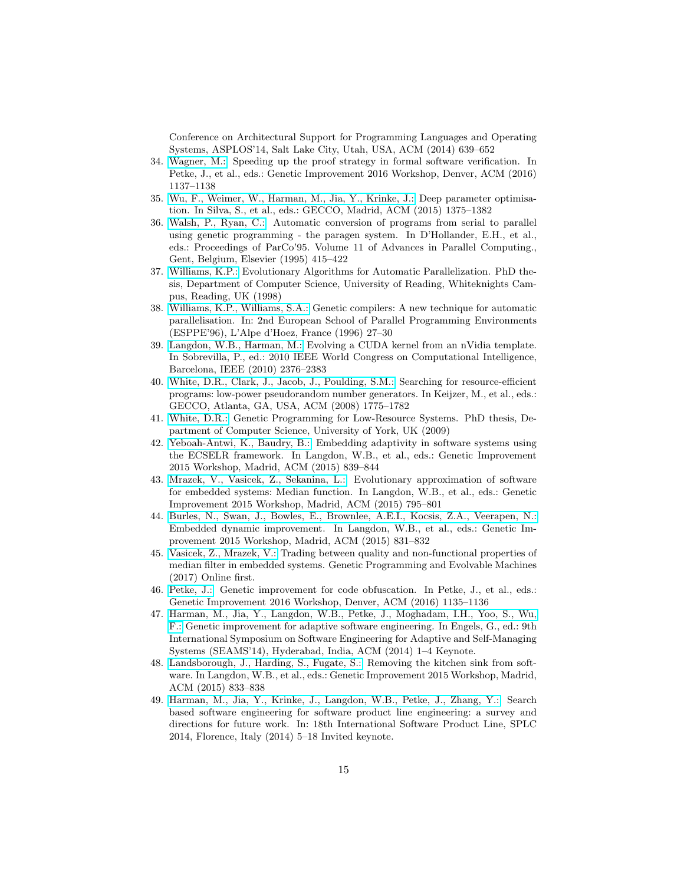Conference on Architectural Support for Programming Languages and Operating Systems, ASPLOS'14, Salt Lake City, Utah, USA, ACM (2014) 639–652

34. Wagner, M.: Speeding up the proof strategy in formal software verification. In Petke, J., et al., eds.: Genetic Improvement 2016 Workshop, Denver, ACM (2016) 1137–1138
35. Wu, F., Weimer, W., Harman, M., Jia, Y., Krinke, J.: Deep parameter optimisation. In Silva, S., et al., eds.: GECCO, Madrid, ACM (2015) 1375–1382
36. Walsh, P., Ryan, C.: Automatic conversion of programs from serial to parallel using genetic programming - the paragen system. In D'Hollander, E.H., et al., eds.: Proceedings of ParCo'95. Volume 11 of Advances in Parallel Computing., Gent, Belgium, Elsevier (1995) 415–422
37. Williams, K.P.: Evolutionary Algorithms for Automatic Parallelization. PhD thesis, Department of Computer Science, University of Reading, Whiteknights Campus, Reading, UK (1998)
38. Williams, K.P., Williams, S.A.: Genetic compilers: A new technique for automatic parallelisation. In: 2nd European School of Parallel Programming Environments (ESPPE'96), L'Alpe d'Hoez, France (1996) 27–30
39. Langdon, W.B., Harman, M.: Evolving a CUDA kernel from an nVidia template. In Sobrevilla, P., ed.: 2010 IEEE World Congress on Computational Intelligence, Barcelona, IEEE (2010) 2376–2383
40. White, D.R., Clark, J., Jacob, J., Poulding, S.M.: Searching for resource-efficient programs: low-power pseudorandom number generators. In Keijzer, M., et al., eds.: GECCO, Atlanta, GA, USA, ACM (2008) 1775–1782
41. White, D.R.: Genetic Programming for Low-Resource Systems. PhD thesis, Department of Computer Science, University of York, UK (2009)
42. Yeboah-Antwi, K., Baudry, B.: Embedding adaptivity in software systems using the ECSELR framework. In Langdon, W.B., et al., eds.: Genetic Improvement 2015 Workshop, Madrid, ACM (2015) 839–844
43. Mrazek, V., Vasicek, Z., Sekanina, L.: Evolutionary approximation of software for embedded systems: Median function. In Langdon, W.B., et al., eds.: Genetic Improvement 2015 Workshop, Madrid, ACM (2015) 795–801
44. Burles, N., Swan, J., Bowles, E., Brownlee, A.E.I., Kocsis, Z.A., Veerapen, N.: Embedded dynamic improvement. In Langdon, W.B., et al., eds.: Genetic Improvement 2015 Workshop, Madrid, ACM (2015) 831–832
45. Vasicek, Z., Mrazek, V.: Trading between quality and non-functional properties of median filter in embedded systems. Genetic Programming and Evolvable Machines (2017) Online first.
46. Petke, J.: Genetic improvement for code obfuscation. In Petke, J., et al., eds.: Genetic Improvement 2016 Workshop, Denver, ACM (2016) 1135–1136
47. Harman, M., Jia, Y., Langdon, W.B., Petke, J., Moghadam, I.H., Yoo, S., Wu, F.: Genetic improvement for adaptive software engineering. In Engels, G., ed.: 9th International Symposium on Software Engineering for Adaptive and Self-Managing Systems (SEAMS'14), Hyderabad, India, ACM (2014) 1–4 Keynote.
48. Landsborough, J., Harding, S., Fugate, S.: Removing the kitchen sink from software. In Langdon, W.B., et al., eds.: Genetic Improvement 2015 Workshop, Madrid, ACM (2015) 833–838
49. Harman, M., Jia, Y., Krinke, J., Langdon, W.B., Petke, J., Zhang, Y.: Search based software engineering for software product line engineering: a survey and directions for future work. In: 18th International Software Product Line, SPLC 2014, Florence, Italy (2014) 5–18 Invited keynote.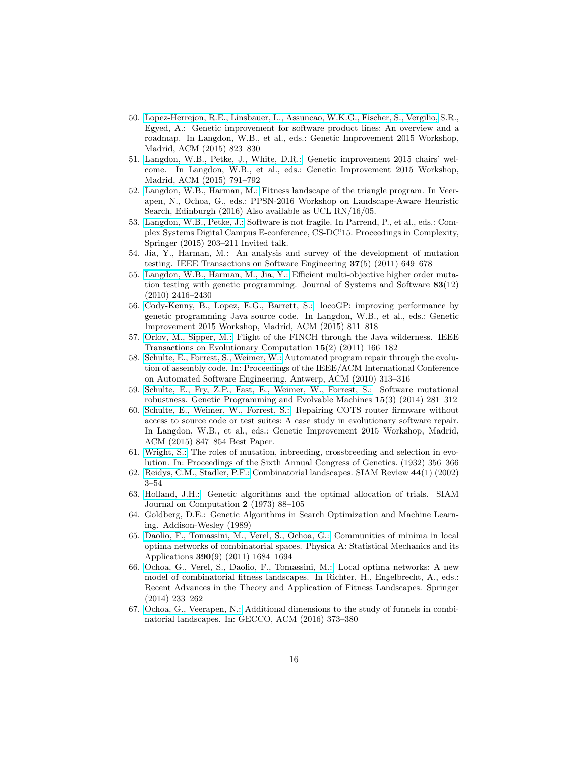50. Lopez-Herrejon, R.E., Linsbauer, L., Assuncao, W.K.G., Fischer, S., Vergilio, S.R., Egyed, A.: Genetic improvement for software product lines: An overview and a roadmap. In Langdon, W.B., et al., eds.: Genetic Improvement 2015 Workshop, Madrid, ACM (2015) 823–830
51. Langdon, W.B., Petke, J., White, D.R.: Genetic improvement 2015 chairs' welcome. In Langdon, W.B., et al., eds.: Genetic Improvement 2015 Workshop, Madrid, ACM (2015) 791–792
52. Langdon, W.B., Harman, M.: Fitness landscape of the triangle program. In Veerapen, N., Ochoa, G., eds.: PPSN-2016 Workshop on Landscape-Aware Heuristic Search, Edinburgh (2016) Also available as UCL RN/16/05.
53. Langdon, W.B., Petke, J.: Software is not fragile. In Parrend, P., et al., eds.: Complex Systems Digital Campus E-conference, CS-DC'15. Proceedings in Complexity, Springer (2015) 203–211 Invited talk.
54. Jia, Y., Harman, M.: An analysis and survey of the development of mutation testing. IEEE Transactions on Software Engineering **37**(5) (2011) 649–678
55. Langdon, W.B., Harman, M., Jia, Y.: Efficient multi-objective higher order mutation testing with genetic programming. Journal of Systems and Software **83**(12) (2010) 2416–2430
56. Cody-Kenny, B., Lopez, E.G., Barrett, S.: locoGP: improving performance by genetic programming Java source code. In Langdon, W.B., et al., eds.: Genetic Improvement 2015 Workshop, Madrid, ACM (2015) 811–818
57. Orlov, M., Sipper, M.: Flight of the FINCH through the Java wilderness. IEEE Transactions on Evolutionary Computation **15**(2) (2011) 166–182
58. Schulte, E., Forrest, S., Weimer, W.: Automated program repair through the evolution of assembly code. In: Proceedings of the IEEE/ACM International Conference on Automated Software Engineering, Antwerp, ACM (2010) 313–316
59. Schulte, E., Fry, Z.P., Fast, E., Weimer, W., Forrest, S.: Software mutational robustness. Genetic Programming and Evolvable Machines **15**(3) (2014) 281–312
60. Schulte, E., Weimer, W., Forrest, S.: Repairing COTS router firmware without access to source code or test suites: A case study in evolutionary software repair. In Langdon, W.B., et al., eds.: Genetic Improvement 2015 Workshop, Madrid, ACM (2015) 847–854 Best Paper.
61. Wright, S.: The roles of mutation, inbreeding, crossbreeding and selection in evolution. In: Proceedings of the Sixth Annual Congress of Genetics. (1932) 356–366
62. Reidys, C.M., Stadler, P.F.: Combinatorial landscapes. SIAM Review **44**(1) (2002) 3–54
63. Holland, J.H.: Genetic algorithms and the optimal allocation of trials. SIAM Journal on Computation **2** (1973) 88–105
64. Goldberg, D.E.: Genetic Algorithms in Search Optimization and Machine Learning. Addison-Wesley (1989)
65. Daolio, F., Tomassini, M., Verel, S., Ochoa, G.: Communities of minima in local optima networks of combinatorial spaces. Physica A: Statistical Mechanics and its Applications **390**(9) (2011) 1684–1694
66. Ochoa, G., Verel, S., Daolio, F., Tomassini, M.: Local optima networks: A new model of combinatorial fitness landscapes. In Richter, H., Engelbrecht, A., eds.: Recent Advances in the Theory and Application of Fitness Landscapes. Springer (2014) 233–262
67. Ochoa, G., Veerapen, N.: Additional dimensions to the study of funnels in combinatorial landscapes. In: GECCO, ACM (2016) 373–380